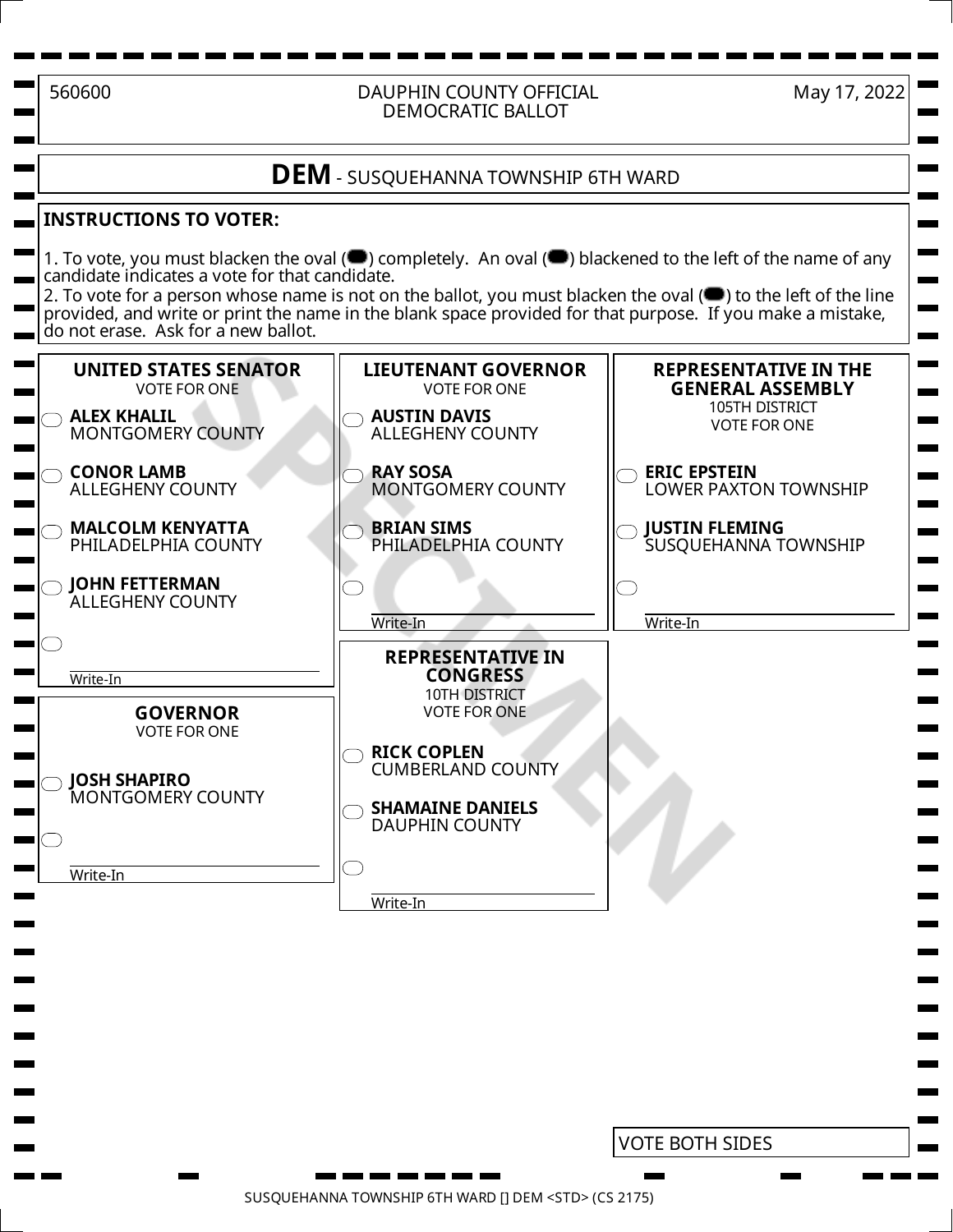560600

DAUPHIN COUNTY OFFICIAL
DEMOCRATIC BALLOT

May 17, 2022

# DEM - SUSQUEHANNA TOWNSHIP 6TH WARD

**INSTRUCTIONS TO VOTER:**

1. To vote, you must blacken the oval (⬬) completely. An oval (⬬) blackened to the left of the name of any candidate indicates a vote for that candidate.
2. To vote for a person whose name is not on the ballot, you must blacken the oval (⬬) to the left of the line provided, and write or print the name in the blank space provided for that purpose. If you make a mistake, do not erase. Ask for a new ballot.

## UNITED STATES SENATOR
VOTE FOR ONE

- ⬭ **ALEX KHALIL** MONTGOMERY COUNTY
- ⬭ **CONOR LAMB** ALLEGHENY COUNTY
- ⬭ **MALCOLM KENYATTA** PHILADELPHIA COUNTY
- ⬭ **JOHN FETTERMAN** ALLEGHENY COUNTY
- ⬭ ____________ Write-In

## GOVERNOR
VOTE FOR ONE

- ⬭ **JOSH SHAPIRO** MONTGOMERY COUNTY
- ⬭ ____________ Write-In

## LIEUTENANT GOVERNOR
VOTE FOR ONE

- ⬭ **AUSTIN DAVIS** ALLEGHENY COUNTY
- ⬭ **RAY SOSA** MONTGOMERY COUNTY
- ⬭ **BRIAN SIMS** PHILADELPHIA COUNTY
- ⬭ ____________ Write-In

## REPRESENTATIVE IN CONGRESS
10TH DISTRICT
VOTE FOR ONE

- ⬭ **RICK COPLEN** CUMBERLAND COUNTY
- ⬭ **SHAMAINE DANIELS** DAUPHIN COUNTY
- ⬭ ____________ Write-In

## REPRESENTATIVE IN THE GENERAL ASSEMBLY
105TH DISTRICT
VOTE FOR ONE

- ⬭ **ERIC EPSTEIN** LOWER PAXTON TOWNSHIP
- ⬭ **JUSTIN FLEMING** SUSQUEHANNA TOWNSHIP
- ⬭ ____________ Write-In

VOTE BOTH SIDES

SUSQUEHANNA TOWNSHIP 6TH WARD [] DEM <STD> (CS 2175)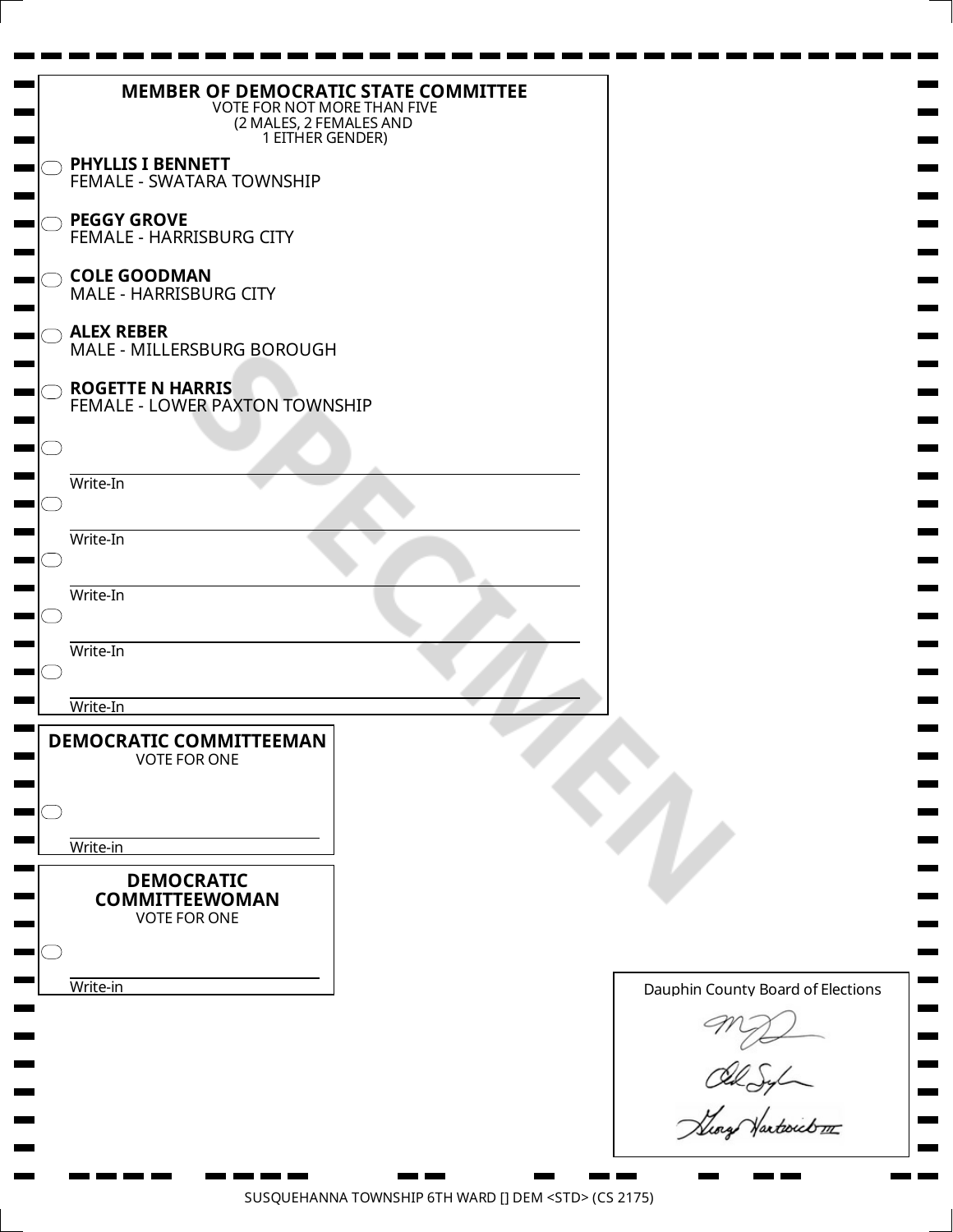## MEMBER OF DEMOCRATIC STATE COMMITTEE

VOTE FOR NOT MORE THAN FIVE
(2 MALES, 2 FEMALES AND
1 EITHER GENDER)

- **PHYLLIS I BENNETT**
  FEMALE - SWATARA TOWNSHIP
- **PEGGY GROVE**
  FEMALE - HARRISBURG CITY
- **COLE GOODMAN**
  MALE - HARRISBURG CITY
- **ALEX REBER**
  MALE - MILLERSBURG BOROUGH
- **ROGETTE N HARRIS**
  FEMALE - LOWER PAXTON TOWNSHIP
- Write-In
- Write-In
- Write-In
- Write-In
- Write-In

SPECIMEN

## DEMOCRATIC COMMITTEEMAN

VOTE FOR ONE

- Write-in

## DEMOCRATIC COMMITTEEWOMAN

VOTE FOR ONE

- Write-in

Dauphin County Board of Elections

SUSQUEHANNA TOWNSHIP 6TH WARD [] DEM <STD> (CS 2175)